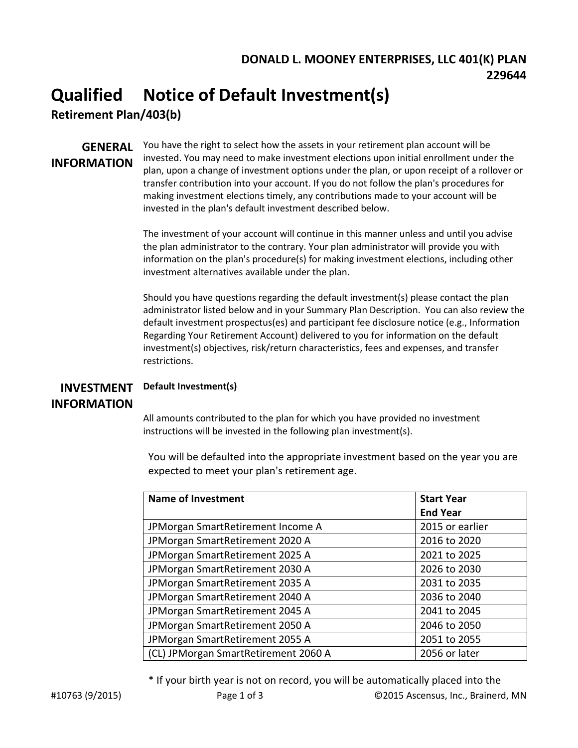**DONALD L. MOONEY ENTERPRISES, LLC 401(K) PLAN**
**229644**

# Qualified Notice of Default Investment(s)

## Retirement Plan/403(b)

### GENERAL INFORMATION

You have the right to select how the assets in your retirement plan account will be invested. You may need to make investment elections upon initial enrollment under the plan, upon a change of investment options under the plan, or upon receipt of a rollover or transfer contribution into your account. If you do not follow the plan's procedures for making investment elections timely, any contributions made to your account will be invested in the plan's default investment described below.

The investment of your account will continue in this manner unless and until you advise the plan administrator to the contrary. Your plan administrator will provide you with information on the plan's procedure(s) for making investment elections, including other investment alternatives available under the plan.

Should you have questions regarding the default investment(s) please contact the plan administrator listed below and in your Summary Plan Description. You can also review the default investment prospectus(es) and participant fee disclosure notice (e.g., Information Regarding Your Retirement Account) delivered to you for information on the default investment(s) objectives, risk/return characteristics, fees and expenses, and transfer restrictions.

### INVESTMENT INFORMATION

**Default Investment(s)**

All amounts contributed to the plan for which you have provided no investment instructions will be invested in the following plan investment(s).

You will be defaulted into the appropriate investment based on the year you are expected to meet your plan's retirement age.

| Name of Investment | Start Year End Year |
|---|---|
| JPMorgan SmartRetirement Income A | 2015 or earlier |
| JPMorgan SmartRetirement 2020 A | 2016 to 2020 |
| JPMorgan SmartRetirement 2025 A | 2021 to 2025 |
| JPMorgan SmartRetirement 2030 A | 2026 to 2030 |
| JPMorgan SmartRetirement 2035 A | 2031 to 2035 |
| JPMorgan SmartRetirement 2040 A | 2036 to 2040 |
| JPMorgan SmartRetirement 2045 A | 2041 to 2045 |
| JPMorgan SmartRetirement 2050 A | 2046 to 2050 |
| JPMorgan SmartRetirement 2055 A | 2051 to 2055 |
| (CL) JPMorgan SmartRetirement 2060 A | 2056 or later |

* If your birth year is not on record, you will be automatically placed into the

#10763 (9/2015) ©2015 Ascensus, Inc., Brainerd, MN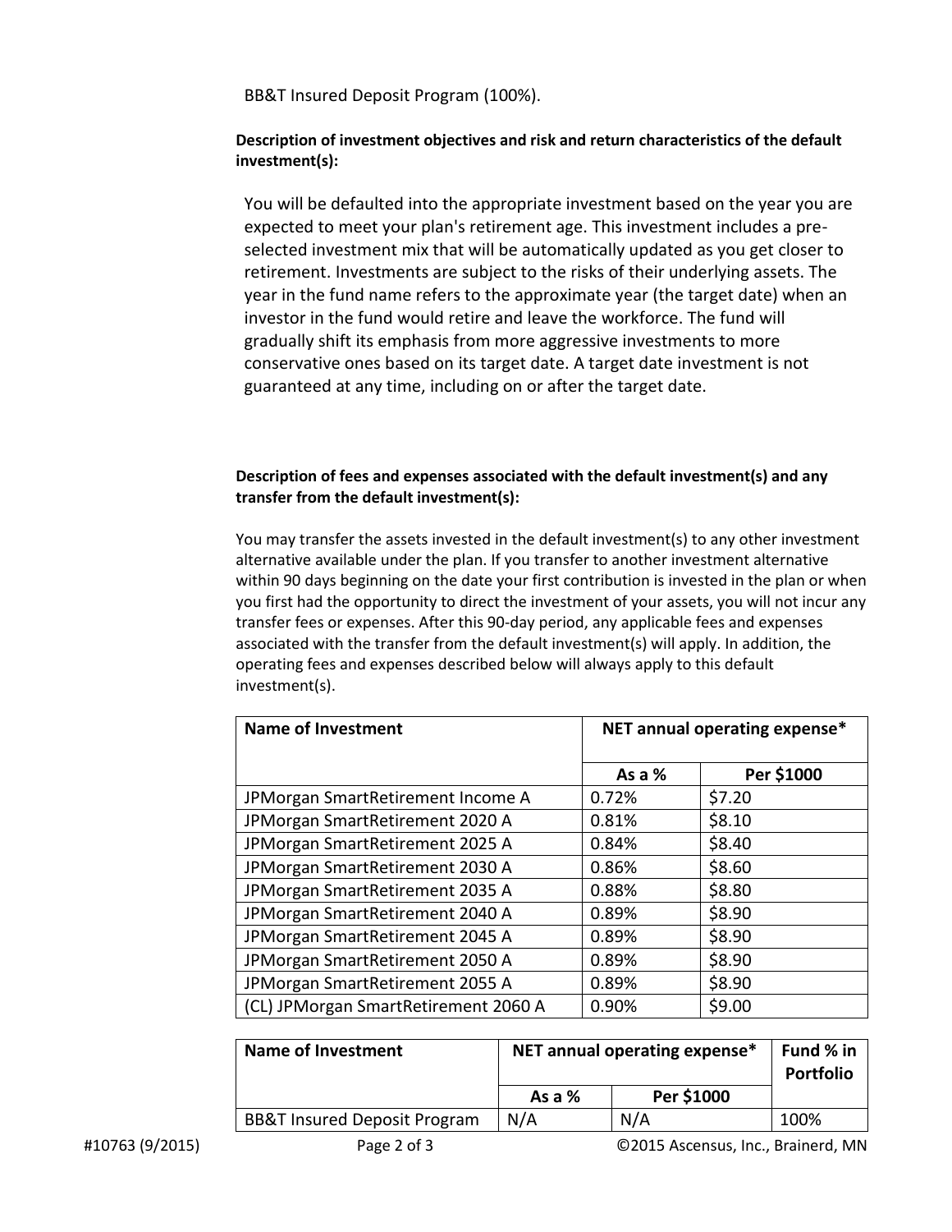BB&T Insured Deposit Program (100%).

**Description of investment objectives and risk and return characteristics of the default investment(s):**

You will be defaulted into the appropriate investment based on the year you are expected to meet your plan's retirement age. This investment includes a pre-selected investment mix that will be automatically updated as you get closer to retirement. Investments are subject to the risks of their underlying assets. The year in the fund name refers to the approximate year (the target date) when an investor in the fund would retire and leave the workforce. The fund will gradually shift its emphasis from more aggressive investments to more conservative ones based on its target date. A target date investment is not guaranteed at any time, including on or after the target date.

**Description of fees and expenses associated with the default investment(s) and any transfer from the default investment(s):**

You may transfer the assets invested in the default investment(s) to any other investment alternative available under the plan. If you transfer to another investment alternative within 90 days beginning on the date your first contribution is invested in the plan or when you first had the opportunity to direct the investment of your assets, you will not incur any transfer fees or expenses. After this 90-day period, any applicable fees and expenses associated with the transfer from the default investment(s) will apply. In addition, the operating fees and expenses described below will always apply to this default investment(s).

| Name of Investment | NET annual operating expense* | |
|---|---|---|
| | As a % | Per $1000 |
| JPMorgan SmartRetirement Income A | 0.72% | $7.20 |
| JPMorgan SmartRetirement 2020 A | 0.81% | $8.10 |
| JPMorgan SmartRetirement 2025 A | 0.84% | $8.40 |
| JPMorgan SmartRetirement 2030 A | 0.86% | $8.60 |
| JPMorgan SmartRetirement 2035 A | 0.88% | $8.80 |
| JPMorgan SmartRetirement 2040 A | 0.89% | $8.90 |
| JPMorgan SmartRetirement 2045 A | 0.89% | $8.90 |
| JPMorgan SmartRetirement 2050 A | 0.89% | $8.90 |
| JPMorgan SmartRetirement 2055 A | 0.89% | $8.90 |
| (CL) JPMorgan SmartRetirement 2060 A | 0.90% | $9.00 |

| Name of Investment | NET annual operating expense* | | Fund % in Portfolio |
|---|---|---|---|
| | As a % | Per $1000 | |
| BB&T Insured Deposit Program | N/A | N/A | 100% |

#10763 (9/2015) ©2015 Ascensus, Inc., Brainerd, MN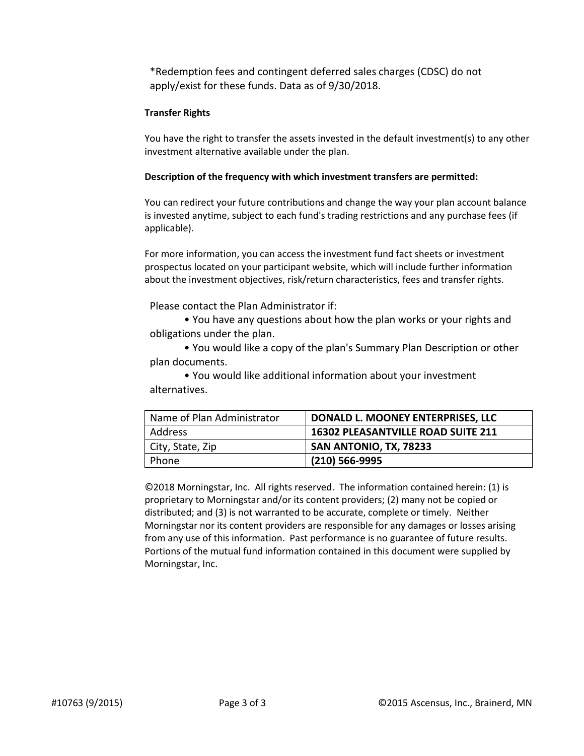*Redemption fees and contingent deferred sales charges (CDSC) do not apply/exist for these funds. Data as of 9/30/2018.

**Transfer Rights**

You have the right to transfer the assets invested in the default investment(s) to any other investment alternative available under the plan.

**Description of the frequency with which investment transfers are permitted:**

You can redirect your future contributions and change the way your plan account balance is invested anytime, subject to each fund's trading restrictions and any purchase fees (if applicable).

For more information, you can access the investment fund fact sheets or investment prospectus located on your participant website, which will include further information about the investment objectives, risk/return characteristics, fees and transfer rights.

Please contact the Plan Administrator if:

- You have any questions about how the plan works or your rights and obligations under the plan.
- You would like a copy of the plan's Summary Plan Description or other plan documents.
- You would like additional information about your investment alternatives.

| | |
|---|---|
| Name of Plan Administrator | **DONALD L. MOONEY ENTERPRISES, LLC** |
| Address | **16302 PLEASANTVILLE ROAD SUITE 211** |
| City, State, Zip | **SAN ANTONIO, TX, 78233** |
| Phone | **(210) 566-9995** |

©2018 Morningstar, Inc. All rights reserved. The information contained herein: (1) is proprietary to Morningstar and/or its content providers; (2) many not be copied or distributed; and (3) is not warranted to be accurate, complete or timely. Neither Morningstar nor its content providers are responsible for any damages or losses arising from any use of this information. Past performance is no guarantee of future results. Portions of the mutual fund information contained in this document were supplied by Morningstar, Inc.

#10763 (9/2015) ©2015 Ascensus, Inc., Brainerd, MN